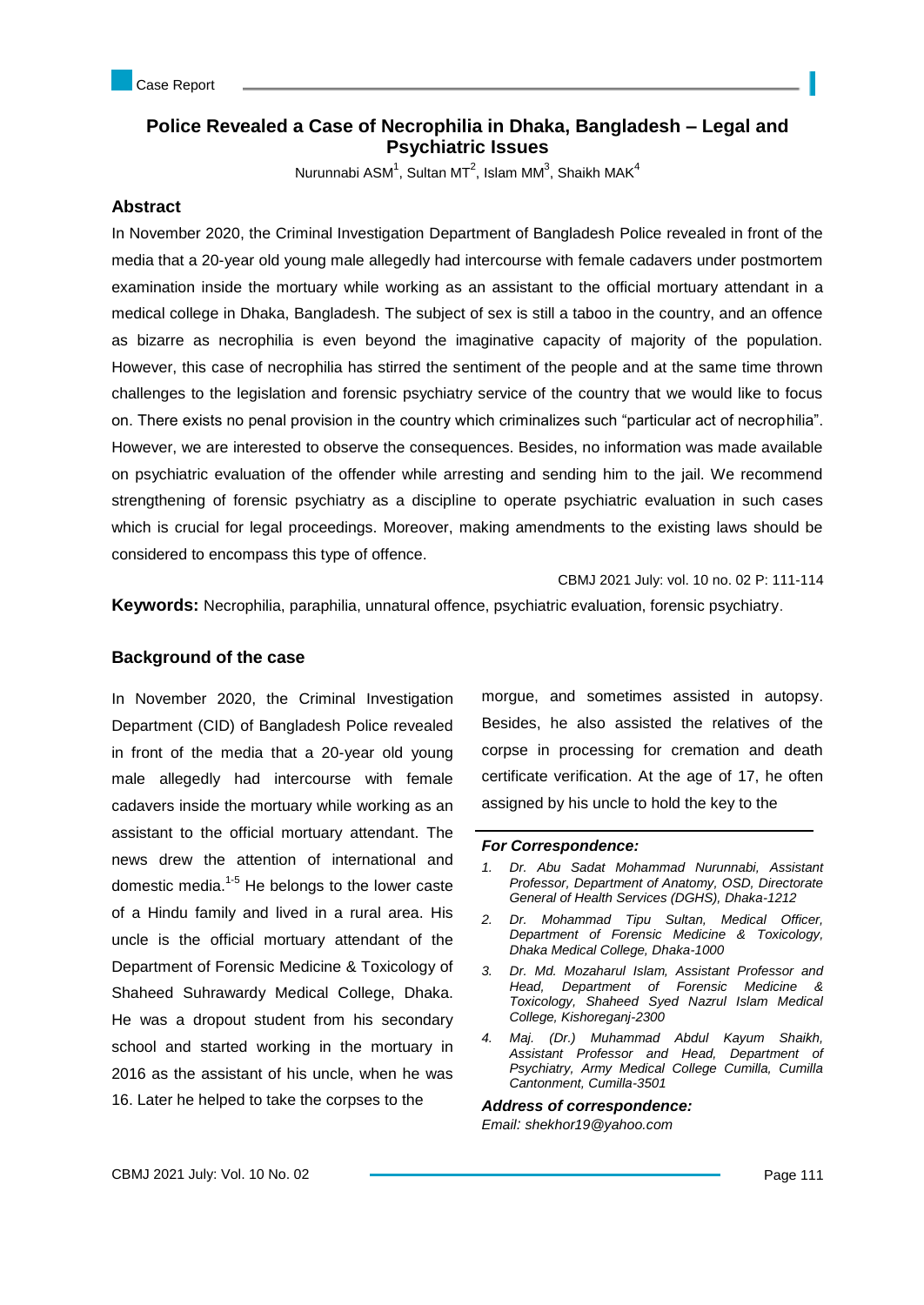Case Report

# Police Revealed a Case of Necrophilia in Dhaka, Bangladesh – Legal and Psychiatric Issues

Nurunnabi ASM[1], Sultan MT[2], Islam MM[3], Shaikh MAK[4]

## Abstract

In November 2020, the Criminal Investigation Department of Bangladesh Police revealed in front of the media that a 20-year old young male allegedly had intercourse with female cadavers under postmortem examination inside the mortuary while working as an assistant to the official mortuary attendant in a medical college in Dhaka, Bangladesh. The subject of sex is still a taboo in the country, and an offence as bizarre as necrophilia is even beyond the imaginative capacity of majority of the population. However, this case of necrophilia has stirred the sentiment of the people and at the same time thrown challenges to the legislation and forensic psychiatry service of the country that we would like to focus on. There exists no penal provision in the country which criminalizes such "particular act of necrophilia". However, we are interested to observe the consequences. Besides, no information was made available on psychiatric evaluation of the offender while arresting and sending him to the jail. We recommend strengthening of forensic psychiatry as a discipline to operate psychiatric evaluation in such cases which is crucial for legal proceedings. Moreover, making amendments to the existing laws should be considered to encompass this type of offence.

CBMJ 2021 July: vol. 10 no. 02 P: 111-114

**Keywords:** Necrophilia, paraphilia, unnatural offence, psychiatric evaluation, forensic psychiatry.

## Background of the case

In November 2020, the Criminal Investigation Department (CID) of Bangladesh Police revealed in front of the media that a 20-year old young male allegedly had intercourse with female cadavers inside the mortuary while working as an assistant to the official mortuary attendant. The news drew the attention of international and domestic media.[1-5] He belongs to the lower caste of a Hindu family and lived in a rural area. His uncle is the official mortuary attendant of the Department of Forensic Medicine & Toxicology of Shaheed Suhrawardy Medical College, Dhaka. He was a dropout student from his secondary school and started working in the mortuary in 2016 as the assistant of his uncle, when he was 16. Later he helped to take the corpses to the morgue, and sometimes assisted in autopsy. Besides, he also assisted the relatives of the corpse in processing for cremation and death certificate verification. At the age of 17, he often assigned by his uncle to hold the key to the

***For Correspondence:***

1. *Dr. Abu Sadat Mohammad Nurunnabi, Assistant Professor, Department of Anatomy, OSD, Directorate General of Health Services (DGHS), Dhaka-1212*
2. *Dr. Mohammad Tipu Sultan, Medical Officer, Department of Forensic Medicine & Toxicology, Dhaka Medical College, Dhaka-1000*
3. *Dr. Md. Mozaharul Islam, Assistant Professor and Head, Department of Forensic Medicine & Toxicology, Shaheed Syed Nazrul Islam Medical College, Kishoreganj-2300*
4. *Maj. (Dr.) Muhammad Abdul Kayum Shaikh, Assistant Professor and Head, Department of Psychiatry, Army Medical College Cumilla, Cumilla Cantonment, Cumilla-3501*

***Address of correspondence:***
*Email: shekhor19@yahoo.com*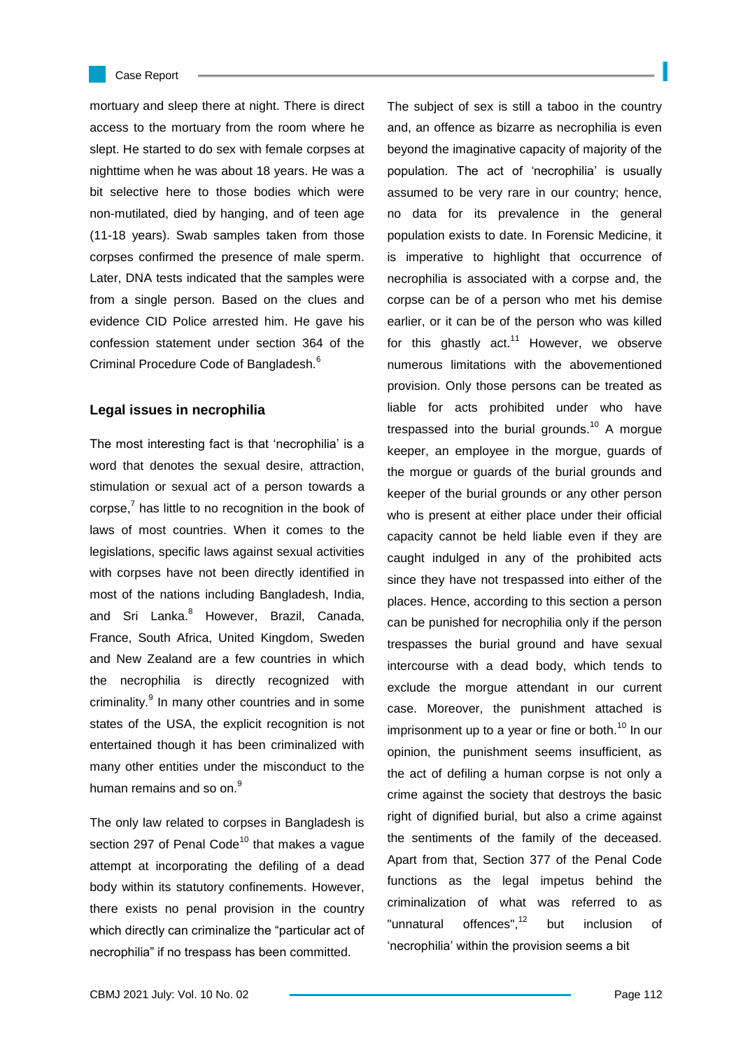mortuary and sleep there at night. There is direct access to the mortuary from the room where he slept. He started to do sex with female corpses at nighttime when he was about 18 years. He was a bit selective here to those bodies which were non-mutilated, died by hanging, and of teen age (11-18 years). Swab samples taken from those corpses confirmed the presence of male sperm. Later, DNA tests indicated that the samples were from a single person. Based on the clues and evidence CID Police arrested him. He gave his confession statement under section 364 of the Criminal Procedure Code of Bangladesh.[6]

### Legal issues in necrophilia

The most interesting fact is that 'necrophilia' is a word that denotes the sexual desire, attraction, stimulation or sexual act of a person towards a corpse,[7] has little to no recognition in the book of laws of most countries. When it comes to the legislations, specific laws against sexual activities with corpses have not been directly identified in most of the nations including Bangladesh, India, and Sri Lanka.[8] However, Brazil, Canada, France, South Africa, United Kingdom, Sweden and New Zealand are a few countries in which the necrophilia is directly recognized with criminality.[9] In many other countries and in some states of the USA, the explicit recognition is not entertained though it has been criminalized with many other entities under the misconduct to the human remains and so on.[9]

The only law related to corpses in Bangladesh is section 297 of Penal Code[10] that makes a vague attempt at incorporating the defiling of a dead body within its statutory confinements. However, there exists no penal provision in the country which directly can criminalize the "particular act of necrophilia" if no trespass has been committed.

The subject of sex is still a taboo in the country and, an offence as bizarre as necrophilia is even beyond the imaginative capacity of majority of the population. The act of 'necrophilia' is usually assumed to be very rare in our country; hence, no data for its prevalence in the general population exists to date. In Forensic Medicine, it is imperative to highlight that occurrence of necrophilia is associated with a corpse and, the corpse can be of a person who met his demise earlier, or it can be of the person who was killed for this ghastly act.[11] However, we observe numerous limitations with the abovementioned provision. Only those persons can be treated as liable for acts prohibited under who have trespassed into the burial grounds.[10] A morgue keeper, an employee in the morgue, guards of the morgue or guards of the burial grounds and keeper of the burial grounds or any other person who is present at either place under their official capacity cannot be held liable even if they are caught indulged in any of the prohibited acts since they have not trespassed into either of the places. Hence, according to this section a person can be punished for necrophilia only if the person trespasses the burial ground and have sexual intercourse with a dead body, which tends to exclude the morgue attendant in our current case. Moreover, the punishment attached is imprisonment up to a year or fine or both.[10] In our opinion, the punishment seems insufficient, as the act of defiling a human corpse is not only a crime against the society that destroys the basic right of dignified burial, but also a crime against the sentiments of the family of the deceased. Apart from that, Section 377 of the Penal Code functions as the legal impetus behind the criminalization of what was referred to as "unnatural offences",[12] but inclusion of 'necrophilia' within the provision seems a bit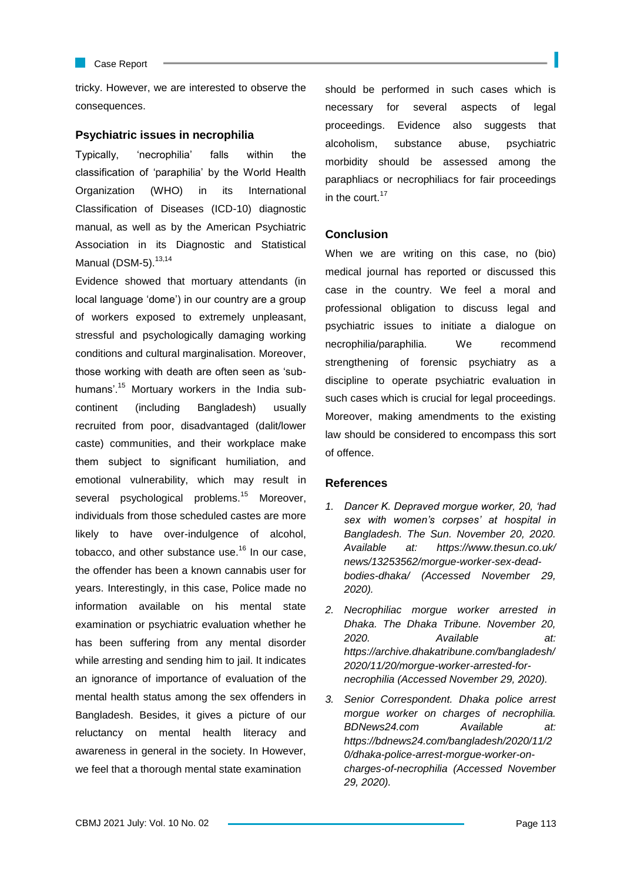tricky. However, we are interested to observe the consequences.

## Psychiatric issues in necrophilia

Typically, 'necrophilia' falls within the classification of 'paraphilia' by the World Health Organization (WHO) in its International Classification of Diseases (ICD-10) diagnostic manual, as well as by the American Psychiatric Association in its Diagnostic and Statistical Manual (DSM-5).[13,14]

Evidence showed that mortuary attendants (in local language 'dome') in our country are a group of workers exposed to extremely unpleasant, stressful and psychologically damaging working conditions and cultural marginalisation. Moreover, those working with death are often seen as 'sub-humans'.[15] Mortuary workers in the India sub-continent (including Bangladesh) usually recruited from poor, disadvantaged (dalit/lower caste) communities, and their workplace make them subject to significant humiliation, and emotional vulnerability, which may result in several psychological problems.[15] Moreover, individuals from those scheduled castes are more likely to have over-indulgence of alcohol, tobacco, and other substance use.[16] In our case, the offender has been a known cannabis user for years. Interestingly, in this case, Police made no information available on his mental state examination or psychiatric evaluation whether he has been suffering from any mental disorder while arresting and sending him to jail. It indicates an ignorance of importance of evaluation of the mental health status among the sex offenders in Bangladesh. Besides, it gives a picture of our reluctancy on mental health literacy and awareness in general in the society. In However, we feel that a thorough mental state examination should be performed in such cases which is necessary for several aspects of legal proceedings. Evidence also suggests that alcoholism, substance abuse, psychiatric morbidity should be assessed among the paraphliacs or necrophiliacs for fair proceedings in the court.[17]

## Conclusion

When we are writing on this case, no (bio) medical journal has reported or discussed this case in the country. We feel a moral and professional obligation to discuss legal and psychiatric issues to initiate a dialogue on necrophilia/paraphilia. We recommend strengthening of forensic psychiatry as a discipline to operate psychiatric evaluation in such cases which is crucial for legal proceedings. Moreover, making amendments to the existing law should be considered to encompass this sort of offence.

## References

1. *Dancer K. Depraved morgue worker, 20, 'had sex with women's corpses' at hospital in Bangladesh. The Sun. November 20, 2020. Available at: https://www.thesun.co.uk/news/13253562/morgue-worker-sex-dead-bodies-dhaka/ (Accessed November 29, 2020).*
2. *Necrophiliac morgue worker arrested in Dhaka. The Dhaka Tribune. November 20, 2020. Available at: https://archive.dhakatribune.com/bangladesh/2020/11/20/morgue-worker-arrested-for-necrophilia (Accessed November 29, 2020).*
3. *Senior Correspondent. Dhaka police arrest morgue worker on charges of necrophilia. BDNews24.com Available at: https://bdnews24.com/bangladesh/2020/11/20/dhaka-police-arrest-morgue-worker-on-charges-of-necrophilia (Accessed November 29, 2020).*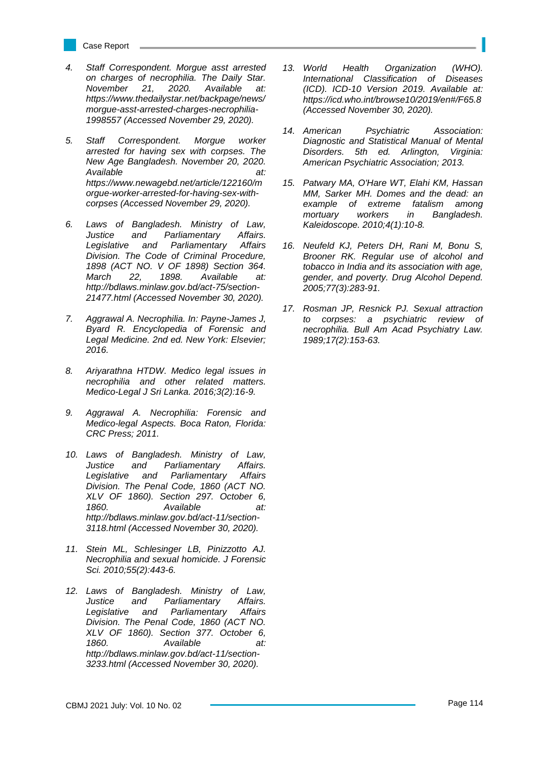4. *Staff Correspondent. Morgue asst arrested on charges of necrophilia. The Daily Star. November 21, 2020. Available at: https://www.thedailystar.net/backpage/news/morgue-asst-arrested-charges-necrophilia-1998557 (Accessed November 29, 2020).*

5. *Staff Correspondent. Morgue worker arrested for having sex with corpses. The New Age Bangladesh. November 20, 2020. Available at: https://www.newagebd.net/article/122160/morgue-worker-arrested-for-having-sex-with-corpses (Accessed November 29, 2020).*

6. *Laws of Bangladesh. Ministry of Law, Justice and Parliamentary Affairs. Legislative and Parliamentary Affairs Division. The Code of Criminal Procedure, 1898 (ACT NO. V OF 1898) Section 364. March 22, 1898. Available at: http://bdlaws.minlaw.gov.bd/act-75/section-21477.html (Accessed November 30, 2020).*

7. *Aggrawal A. Necrophilia. In: Payne-James J, Byard R. Encyclopedia of Forensic and Legal Medicine. 2nd ed. New York: Elsevier; 2016.*

8. *Ariyarathna HTDW. Medico legal issues in necrophilia and other related matters. Medico-Legal J Sri Lanka. 2016;3(2):16-9.*

9. *Aggrawal A. Necrophilia: Forensic and Medico-legal Aspects. Boca Raton, Florida: CRC Press; 2011.*

10. *Laws of Bangladesh. Ministry of Law, Justice and Parliamentary Affairs. Legislative and Parliamentary Affairs Division. The Penal Code, 1860 (ACT NO. XLV OF 1860). Section 297. October 6, 1860. Available at: http://bdlaws.minlaw.gov.bd/act-11/section-3118.html (Accessed November 30, 2020).*

11. *Stein ML, Schlesinger LB, Pinizzotto AJ. Necrophilia and sexual homicide. J Forensic Sci. 2010;55(2):443-6.*

12. *Laws of Bangladesh. Ministry of Law, Justice and Parliamentary Affairs. Legislative and Parliamentary Affairs Division. The Penal Code, 1860 (ACT NO. XLV OF 1860). Section 377. October 6, 1860. Available at: http://bdlaws.minlaw.gov.bd/act-11/section-3233.html (Accessed November 30, 2020).*

13. *World Health Organization (WHO). International Classification of Diseases (ICD). ICD-10 Version 2019. Available at: https://icd.who.int/browse10/2019/en#/F65.8 (Accessed November 30, 2020).*

14. *American Psychiatric Association: Diagnostic and Statistical Manual of Mental Disorders. 5th ed. Arlington, Virginia: American Psychiatric Association; 2013.*

15. *Patwary MA, O'Hare WT, Elahi KM, Hassan MM, Sarker MH. Domes and the dead: an example of extreme fatalism among mortuary workers in Bangladesh. Kaleidoscope. 2010;4(1):10-8.*

16. *Neufeld KJ, Peters DH, Rani M, Bonu S, Brooner RK. Regular use of alcohol and tobacco in India and its association with age, gender, and poverty. Drug Alcohol Depend. 2005;77(3):283-91.*

17. *Rosman JP, Resnick PJ. Sexual attraction to corpses: a psychiatric review of necrophilia. Bull Am Acad Psychiatry Law. 1989;17(2):153-63.*